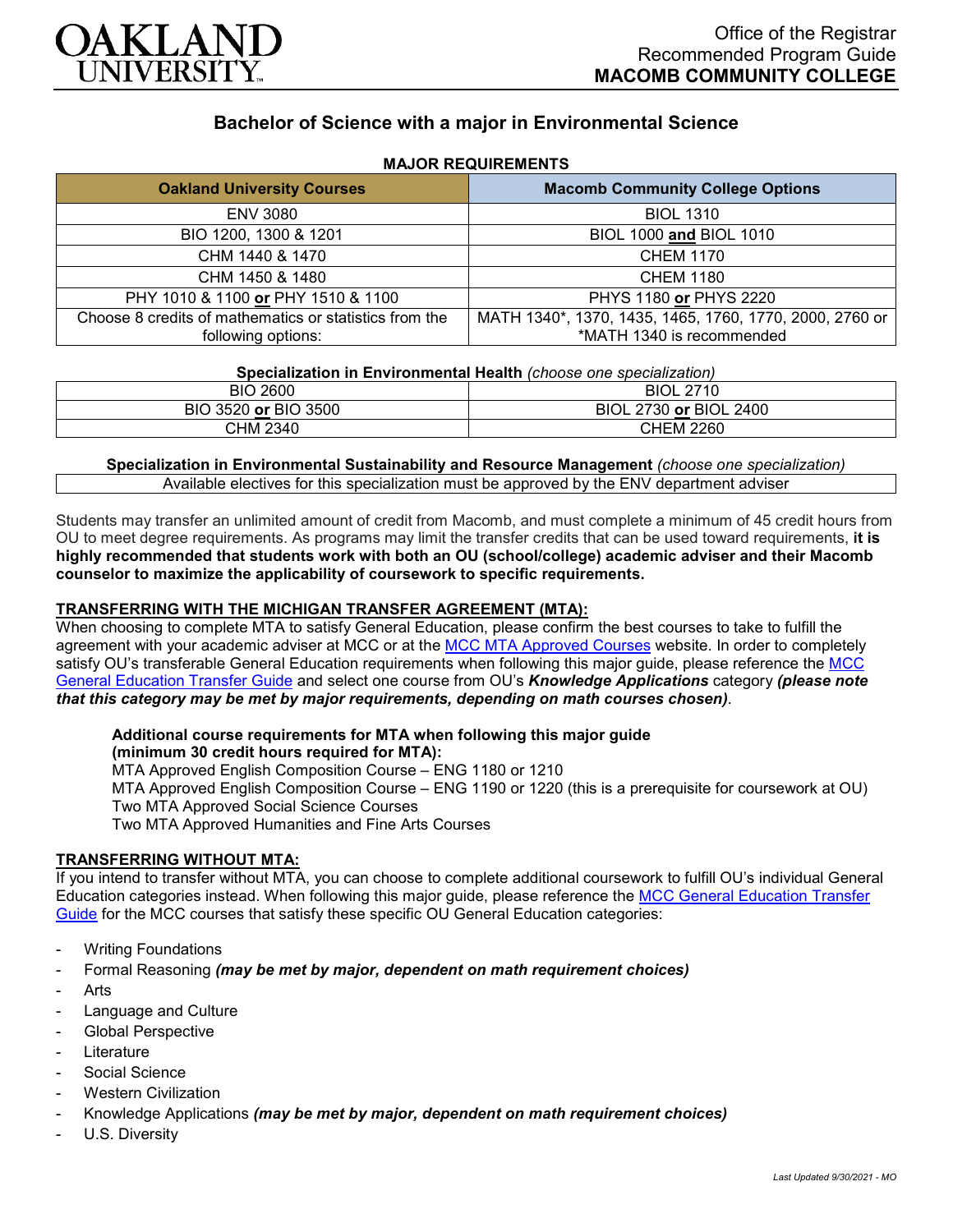Office of the Registrar
Recommended Program Guide
**MACOMB COMMUNITY COLLEGE**

# Bachelor of Science with a major in Environmental Science

**MAJOR REQUIREMENTS**

| Oakland University Courses | Macomb Community College Options |
|---|---|
| ENV 3080 | BIOL 1310 |
| BIO 1200, 1300 & 1201 | BIOL 1000 **and** BIOL 1010 |
| CHM 1440 & 1470 | CHEM 1170 |
| CHM 1450 & 1480 | CHEM 1180 |
| PHY 1010 & 1100 **or** PHY 1510 & 1100 | PHYS 1180 **or** PHYS 2220 |
| Choose 8 credits of mathematics or statistics from the following options: | MATH 1340*, 1370, 1435, 1465, 1760, 1770, 2000, 2760 or *MATH 1340 is recommended |

**Specialization in Environmental Health** *(choose one specialization)*

| | |
|---|---|
| BIO 2600 | BIOL 2710 |
| BIO 3520 **or** BIO 3500 | BIOL 2730 **or** BIOL 2400 |
| CHM 2340 | CHEM 2260 |

**Specialization in Environmental Sustainability and Resource Management** *(choose one specialization)*

Available electives for this specialization must be approved by the ENV department adviser

Students may transfer an unlimited amount of credit from Macomb, and must complete a minimum of 45 credit hours from OU to meet degree requirements. As programs may limit the transfer credits that can be used toward requirements, **it is highly recommended that students work with both an OU (school/college) academic adviser and their Macomb counselor to maximize the applicability of coursework to specific requirements.**

## TRANSFERRING WITH THE MICHIGAN TRANSFER AGREEMENT (MTA):

When choosing to complete MTA to satisfy General Education, please confirm the best courses to take to fulfill the agreement with your academic adviser at MCC or at the MCC MTA Approved Courses website. In order to completely satisfy OU's transferable General Education requirements when following this major guide, please reference the MCC General Education Transfer Guide and select one course from OU's ***Knowledge Applications*** category ***(please note that this category may be met by major requirements, depending on math courses chosen)***.

**Additional course requirements for MTA when following this major guide (minimum 30 credit hours required for MTA):**
MTA Approved English Composition Course – ENG 1180 or 1210
MTA Approved English Composition Course – ENG 1190 or 1220 (this is a prerequisite for coursework at OU)
Two MTA Approved Social Science Courses
Two MTA Approved Humanities and Fine Arts Courses

## TRANSFERRING WITHOUT MTA:

If you intend to transfer without MTA, you can choose to complete additional coursework to fulfill OU's individual General Education categories instead. When following this major guide, please reference the MCC General Education Transfer Guide for the MCC courses that satisfy these specific OU General Education categories:

- Writing Foundations
- Formal Reasoning ***(may be met by major, dependent on math requirement choices)***
- Arts
- Language and Culture
- Global Perspective
- Literature
- Social Science
- Western Civilization
- Knowledge Applications ***(may be met by major, dependent on math requirement choices)***
- U.S. Diversity

*Last Updated 9/30/2021 - MO*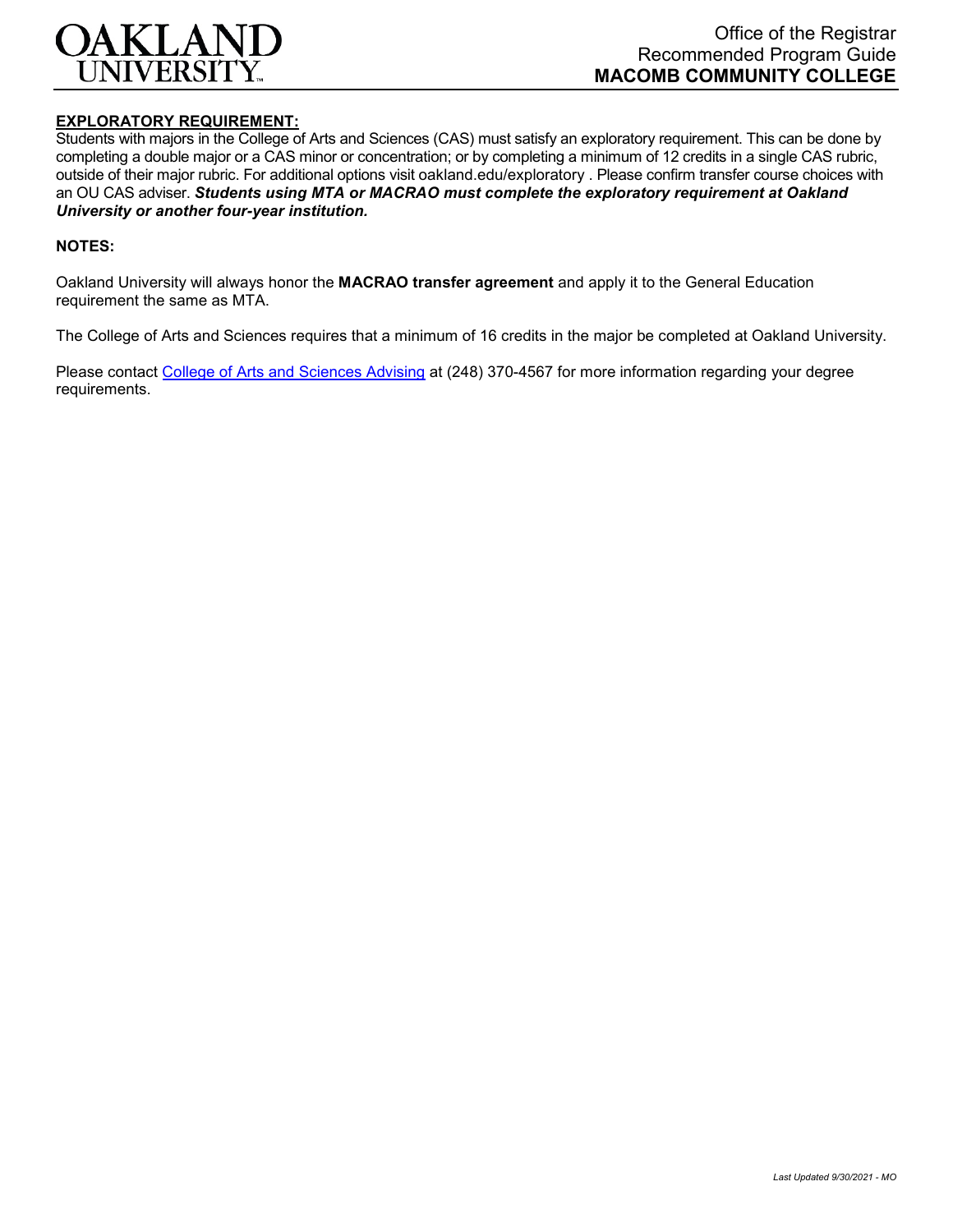**EXPLORATORY REQUIREMENT:**

Students with majors in the College of Arts and Sciences (CAS) must satisfy an exploratory requirement. This can be done by completing a double major or a CAS minor or concentration; or by completing a minimum of 12 credits in a single CAS rubric, outside of their major rubric. For additional options visit oakland.edu/exploratory . Please confirm transfer course choices with an OU CAS adviser. ***Students using MTA or MACRAO must complete the exploratory requirement at Oakland University or another four-year institution.***

**NOTES:**

Oakland University will always honor the **MACRAO transfer agreement** and apply it to the General Education requirement the same as MTA.

The College of Arts and Sciences requires that a minimum of 16 credits in the major be completed at Oakland University.

Please contact College of Arts and Sciences Advising at (248) 370-4567 for more information regarding your degree requirements.

*Last Updated 9/30/2021 - MO*